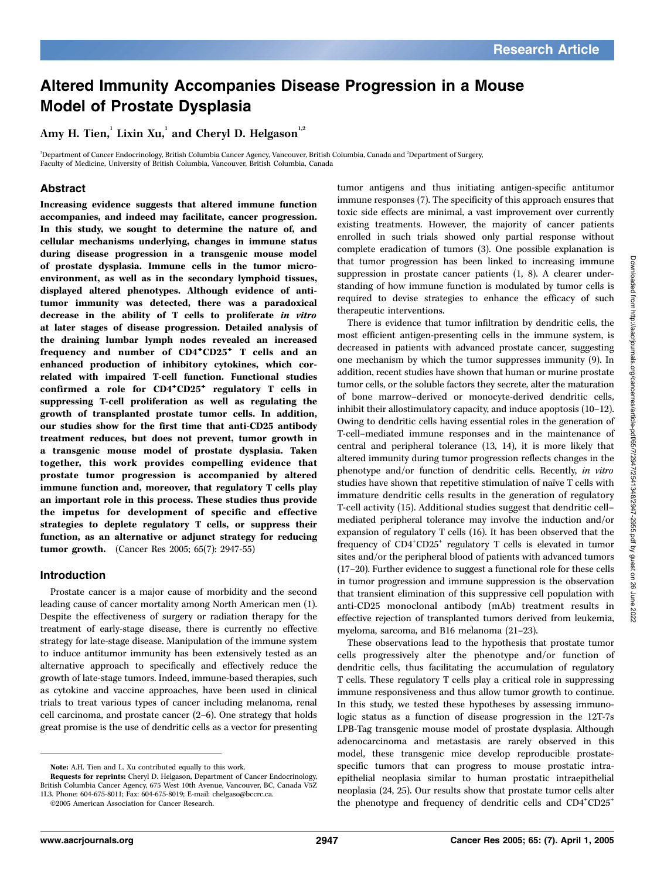# Altered Immunity Accompanies Disease Progression in a Mouse Model of Prostate Dysplasia

Amy H. Tien,[1] Lixin Xu,[1] and Cheryl D. Helgason[1,2]

[1]Department of Cancer Endocrinology, British Columbia Cancer Agency, Vancouver, British Columbia, Canada and [2]Department of Surgery, Faculty of Medicine, University of British Columbia, Vancouver, British Columbia, Canada

## Abstract

**Increasing evidence suggests that altered immune function accompanies, and indeed may facilitate, cancer progression. In this study, we sought to determine the nature of, and cellular mechanisms underlying, changes in immune status during disease progression in a transgenic mouse model of prostate dysplasia. Immune cells in the tumor microenvironment, as well as in the secondary lymphoid tissues, displayed altered phenotypes. Although evidence of antitumor immunity was detected, there was a paradoxical decrease in the ability of T cells to proliferate *in vitro* at later stages of disease progression. Detailed analysis of the draining lumbar lymph nodes revealed an increased frequency and number of CD4$^+$CD25$^+$ T cells and an enhanced production of inhibitory cytokines, which correlated with impaired T-cell function. Functional studies confirmed a role for CD4$^+$CD25$^+$ regulatory T cells in suppressing T-cell proliferation as well as regulating the growth of transplanted prostate tumor cells. In addition, our studies show for the first time that anti-CD25 antibody treatment reduces, but does not prevent, tumor growth in a transgenic mouse model of prostate dysplasia. Taken together, this work provides compelling evidence that prostate tumor progression is accompanied by altered immune function and, moreover, that regulatory T cells play an important role in this process. These studies thus provide the impetus for development of specific and effective strategies to deplete regulatory T cells, or suppress their function, as an alternative or adjunct strategy for reducing tumor growth.** (Cancer Res 2005; 65(7): 2947-55)

## Introduction

Prostate cancer is a major cause of morbidity and the second leading cause of cancer mortality among North American men (1). Despite the effectiveness of surgery or radiation therapy for the treatment of early-stage disease, there is currently no effective strategy for late-stage disease. Manipulation of the immune system to induce antitumor immunity has been extensively tested as an alternative approach to specifically and effectively reduce the growth of late-stage tumors. Indeed, immune-based therapies, such as cytokine and vaccine approaches, have been used in clinical trials to treat various types of cancer including melanoma, renal cell carcinoma, and prostate cancer (2–6). One strategy that holds great promise is the use of dendritic cells as a vector for presenting tumor antigens and thus initiating antigen-specific antitumor immune responses (7). The specificity of this approach ensures that toxic side effects are minimal, a vast improvement over currently existing treatments. However, the majority of cancer patients enrolled in such trials showed only partial response without complete eradication of tumors (3). One possible explanation is that tumor progression has been linked to increasing immune suppression in prostate cancer patients (1, 8). A clearer understanding of how immune function is modulated by tumor cells is required to devise strategies to enhance the efficacy of such therapeutic interventions.

There is evidence that tumor infiltration by dendritic cells, the most efficient antigen-presenting cells in the immune system, is decreased in patients with advanced prostate cancer, suggesting one mechanism by which the tumor suppresses immunity (9). In addition, recent studies have shown that human or murine prostate tumor cells, or the soluble factors they secrete, alter the maturation of bone marrow–derived or monocyte-derived dendritic cells, inhibit their allostimulatory capacity, and induce apoptosis (10–12). Owing to dendritic cells having essential roles in the generation of T-cell–mediated immune responses and in the maintenance of central and peripheral tolerance (13, 14), it is more likely that altered immunity during tumor progression reflects changes in the phenotype and/or function of dendritic cells. Recently, *in vitro* studies have shown that repetitive stimulation of naïve T cells with immature dendritic cells results in the generation of regulatory T-cell activity (15). Additional studies suggest that dendritic cell–mediated peripheral tolerance may involve the induction and/or expansion of regulatory T cells (16). It has been observed that the frequency of CD4$^+$CD25$^+$ regulatory T cells is elevated in tumor sites and/or the peripheral blood of patients with advanced tumors (17–20). Further evidence to suggest a functional role for these cells in tumor progression and immune suppression is the observation that transient elimination of this suppressive cell population with anti-CD25 monoclonal antibody (mAb) treatment results in effective rejection of transplanted tumors derived from leukemia, myeloma, sarcoma, and B16 melanoma (21–23).

These observations lead to the hypothesis that prostate tumor cells progressively alter the phenotype and/or function of dendritic cells, thus facilitating the accumulation of regulatory T cells. These regulatory T cells play a critical role in suppressing immune responsiveness and thus allow tumor growth to continue. In this study, we tested these hypotheses by assessing immunologic status as a function of disease progression in the 12T-7s LPB-Tag transgenic mouse model of prostate dysplasia. Although adenocarcinoma and metastasis are rarely observed in this model, these transgenic mice develop reproducible prostate-specific tumors that can progress to mouse prostatic intraepithelial neoplasia similar to human prostatic intraepithelial neoplasia (24, 25). Our results show that prostate tumor cells alter the phenotype and frequency of dendritic cells and CD4$^+$CD25$^+$

---

**Note:** A.H. Tien and L. Xu contributed equally to this work.

**Requests for reprints:** Cheryl D. Helgason, Department of Cancer Endocrinology, British Columbia Cancer Agency, 675 West 10th Avenue, Vancouver, BC, Canada V5Z 1L3. Phone: 604-675-8011; Fax: 604-675-8019; E-mail: chelgaso@bccrc.ca.

©2005 American Association for Cancer Research.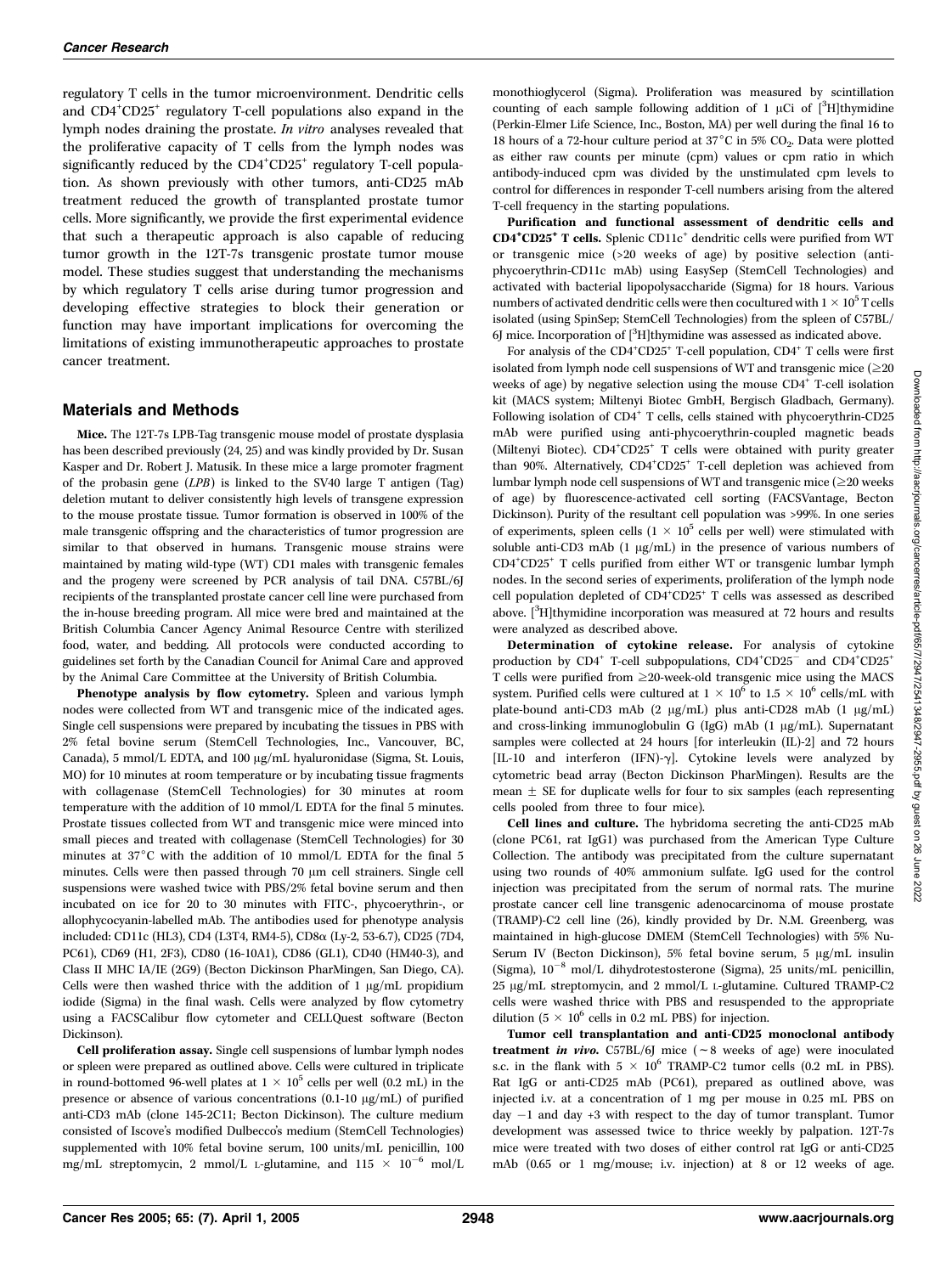regulatory T cells in the tumor microenvironment. Dendritic cells and CD4[+]CD25[+] regulatory T-cell populations also expand in the lymph nodes draining the prostate. *In vitro* analyses revealed that the proliferative capacity of T cells from the lymph nodes was significantly reduced by the CD4[+]CD25[+] regulatory T-cell population. As shown previously with other tumors, anti-CD25 mAb treatment reduced the growth of transplanted prostate tumor cells. More significantly, we provide the first experimental evidence that such a therapeutic approach is also capable of reducing tumor growth in the 12T-7s transgenic prostate tumor mouse model. These studies suggest that understanding the mechanisms by which regulatory T cells arise during tumor progression and developing effective strategies to block their generation or function may have important implications for overcoming the limitations of existing immunotherapeutic approaches to prostate cancer treatment.

## Materials and Methods

**Mice.** The 12T-7s LPB-Tag transgenic mouse model of prostate dysplasia has been described previously (24, 25) and was kindly provided by Dr. Susan Kasper and Dr. Robert J. Matusik. In these mice a large promoter fragment of the probasin gene (*LPB*) is linked to the SV40 large T antigen (Tag) deletion mutant to deliver consistently high levels of transgene expression to the mouse prostate tissue. Tumor formation is observed in 100% of the male transgenic offspring and the characteristics of tumor progression are similar to that observed in humans. Transgenic mouse strains were maintained by mating wild-type (WT) CD1 males with transgenic females and the progeny were screened by PCR analysis of tail DNA. C57BL/6J recipients of the transplanted prostate cancer cell line were purchased from the in-house breeding program. All mice were bred and maintained at the British Columbia Cancer Agency Animal Resource Centre with sterilized food, water, and bedding. All protocols were conducted according to guidelines set forth by the Canadian Council for Animal Care and approved by the Animal Care Committee at the University of British Columbia.

**Phenotype analysis by flow cytometry.** Spleen and various lymph nodes were collected from WT and transgenic mice of the indicated ages. Single cell suspensions were prepared by incubating the tissues in PBS with 2% fetal bovine serum (StemCell Technologies, Inc., Vancouver, BC, Canada), 5 mmol/L EDTA, and 100 μg/mL hyaluronidase (Sigma, St. Louis, MO) for 10 minutes at room temperature or by incubating tissue fragments with collagenase (StemCell Technologies) for 30 minutes at room temperature with the addition of 10 mmol/L EDTA for the final 5 minutes. Prostate tissues collected from WT and transgenic mice were minced into small pieces and treated with collagenase (StemCell Technologies) for 30 minutes at 37°C with the addition of 10 mmol/L EDTA for the final 5 minutes. Cells were then passed through 70 μm cell strainers. Single cell suspensions were washed twice with PBS/2% fetal bovine serum and then incubated on ice for 20 to 30 minutes with FITC-, phycoerythrin-, or allophycocyanin-labelled mAb. The antibodies used for phenotype analysis included: CD11c (HL3), CD4 (L3T4, RM4-5), CD8α (Ly-2, 53-6.7), CD25 (7D4, PC61), CD69 (H1, 2F3), CD80 (16-10A1), CD86 (GL1), CD40 (HM40-3), and Class II MHC IA/IE (2G9) (Becton Dickinson PharMingen, San Diego, CA). Cells were then washed thrice with the addition of 1 μg/mL propidium iodide (Sigma) in the final wash. Cells were analyzed by flow cytometry using a FACSCalibur flow cytometer and CELLQuest software (Becton Dickinson).

**Cell proliferation assay.** Single cell suspensions of lumbar lymph nodes or spleen were prepared as outlined above. Cells were cultured in triplicate in round-bottomed 96-well plates at $1 \times 10^5$ cells per well (0.2 mL) in the presence or absence of various concentrations (0.1-10 μg/mL) of purified anti-CD3 mAb (clone 145-2C11; Becton Dickinson). The culture medium consisted of Iscove's modified Dulbecco's medium (StemCell Technologies) supplemented with 10% fetal bovine serum, 100 units/mL penicillin, 100 mg/mL streptomycin, 2 mmol/L L-glutamine, and $115 \times 10^{-6}$ mol/L monothioglycerol (Sigma). Proliferation was measured by scintillation counting of each sample following addition of 1 μCi of [$^3$H]thymidine (Perkin-Elmer Life Science, Inc., Boston, MA) per well during the final 16 to 18 hours of a 72-hour culture period at 37°C in 5% $CO_2$. Data were plotted as either raw counts per minute (cpm) values or cpm ratio in which antibody-induced cpm was divided by the unstimulated cpm levels to control for differences in responder T-cell numbers arising from the altered T-cell frequency in the starting populations.

**Purification and functional assessment of dendritic cells and CD4[+]CD25[+] T cells.** Splenic CD11c[+] dendritic cells were purified from WT or transgenic mice (>20 weeks of age) by positive selection (anti-phycoerythrin-CD11c mAb) using EasySep (StemCell Technologies) and activated with bacterial lipopolysaccharide (Sigma) for 18 hours. Various numbers of activated dendritic cells were then cocultured with $1 \times 10^5$ T cells isolated (using SpinSep; StemCell Technologies) from the spleen of C57BL/6J mice. Incorporation of [$^3$H]thymidine was assessed as indicated above.

For analysis of the CD4[+]CD25[+] T-cell population, CD4[+] T cells were first isolated from lymph node cell suspensions of WT and transgenic mice (≥20 weeks of age) by negative selection using the mouse CD4[+] T-cell isolation kit (MACS system; Miltenyi Biotec GmbH, Bergisch Gladbach, Germany). Following isolation of CD4[+] T cells, cells stained with phycoerythrin-CD25 mAb were purified using anti-phycoerythrin-coupled magnetic beads (Miltenyi Biotec). CD4[+]CD25[+] T cells were obtained with purity greater than 90%. Alternatively, CD4[+]CD25[+] T-cell depletion was achieved from lumbar lymph node cell suspensions of WT and transgenic mice (≥20 weeks of age) by fluorescence-activated cell sorting (FACSVantage, Becton Dickinson). Purity of the resultant cell population was >99%. In one series of experiments, spleen cells ($1 \times 10^5$ cells per well) were stimulated with soluble anti-CD3 mAb (1 μg/mL) in the presence of various numbers of CD4[+]CD25[+] T cells purified from either WT or transgenic lumbar lymph nodes. In the second series of experiments, proliferation of the lymph node cell population depleted of CD4[+]CD25[+] T cells was assessed as described above. [$^3$H]thymidine incorporation was measured at 72 hours and results were analyzed as described above.

**Determination of cytokine release.** For analysis of cytokine production by CD4[+] T-cell subpopulations, CD4[+]CD25[−] and CD4[+]CD25[+] T cells were purified from ≥20-week-old transgenic mice using the MACS system. Purified cells were cultured at $1 \times 10^6$ to $1.5 \times 10^6$ cells/mL with plate-bound anti-CD3 mAb (2 μg/mL) plus anti-CD28 mAb (1 μg/mL) and cross-linking immunoglobulin G (IgG) mAb (1 μg/mL). Supernatant samples were collected at 24 hours [for interleukin (IL)-2] and 72 hours [IL-10 and interferon (IFN)-γ]. Cytokine levels were analyzed by cytometric bead array (Becton Dickinson PharMingen). Results are the mean ± SE for duplicate wells for four to six samples (each representing cells pooled from three to four mice).

**Cell lines and culture.** The hybridoma secreting the anti-CD25 mAb (clone PC61, rat IgG1) was purchased from the American Type Culture Collection. The antibody was precipitated from the culture supernatant using two rounds of 40% ammonium sulfate. IgG used for the control injection was precipitated from the serum of normal rats. The murine prostate cancer cell line transgenic adenocarcinoma of mouse prostate (TRAMP)-C2 cell line (26), kindly provided by Dr. N.M. Greenberg, was maintained in high-glucose DMEM (StemCell Technologies) with 5% Nu-Serum IV (Becton Dickinson), 5% fetal bovine serum, 5 μg/mL insulin (Sigma), $10^{-8}$ mol/L dihydrotestosterone (Sigma), 25 units/mL penicillin, 25 μg/mL streptomycin, and 2 mmol/L L-glutamine. Cultured TRAMP-C2 cells were washed thrice with PBS and resuspended to the appropriate dilution ($5 \times 10^6$ cells in 0.2 mL PBS) for injection.

**Tumor cell transplantation and anti-CD25 monoclonal antibody treatment *in vivo*.** C57BL/6J mice (~8 weeks of age) were inoculated s.c. in the flank with $5 \times 10^6$ TRAMP-C2 tumor cells (0.2 mL in PBS). Rat IgG or anti-CD25 mAb (PC61), prepared as outlined above, was injected i.v. at a concentration of 1 mg per mouse in 0.25 mL PBS on day −1 and day +3 with respect to the day of tumor transplant. Tumor development was assessed twice to thrice weekly by palpation. 12T-7s mice were treated with two doses of either control rat IgG or anti-CD25 mAb (0.65 or 1 mg/mouse; i.v. injection) at 8 or 12 weeks of age.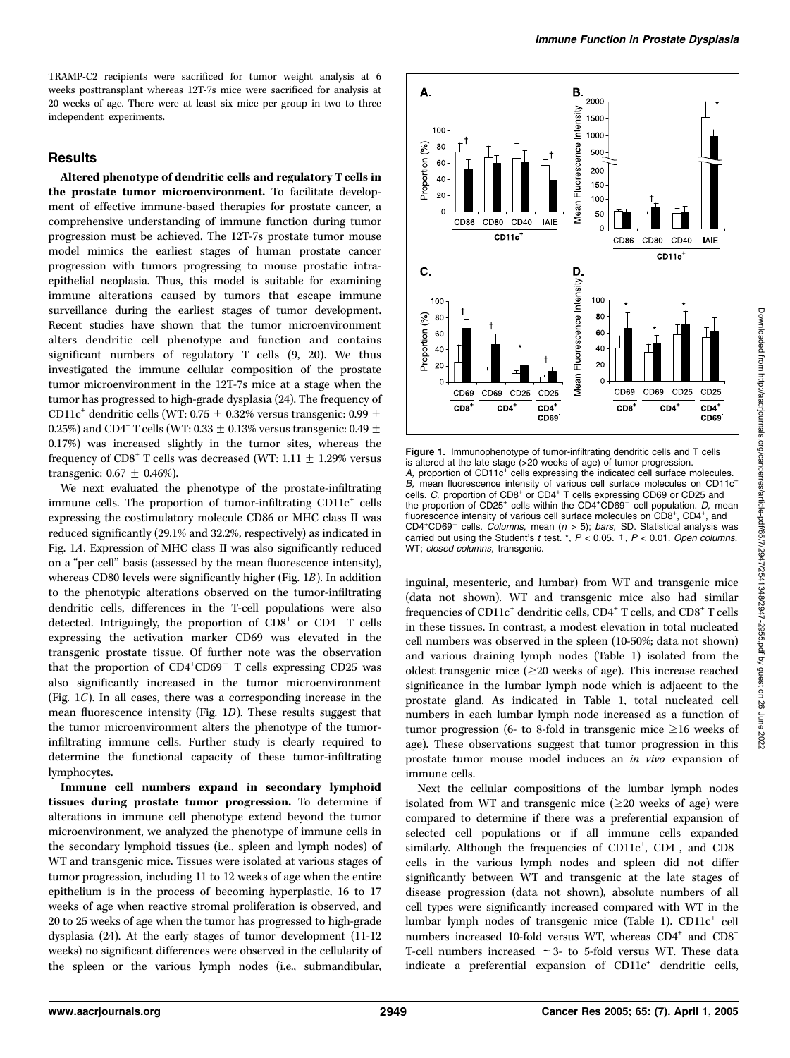TRAMP-C2 recipients were sacrificed for tumor weight analysis at 6 weeks posttransplant whereas 12T-7s mice were sacrificed for analysis at 20 weeks of age. There were at least six mice per group in two to three independent experiments.

## Results

**Altered phenotype of dendritic cells and regulatory T cells in the prostate tumor microenvironment.** To facilitate development of effective immune-based therapies for prostate cancer, a comprehensive understanding of immune function during tumor progression must be achieved. The 12T-7s prostate tumor mouse model mimics the earliest stages of human prostate cancer progression with tumors progressing to mouse prostatic intraepithelial neoplasia. Thus, this model is suitable for examining immune alterations caused by tumors that escape immune surveillance during the earliest stages of tumor development. Recent studies have shown that the tumor microenvironment alters dendritic cell phenotype and function and contains significant numbers of regulatory T cells (9, 20). We thus investigated the immune cellular composition of the prostate tumor microenvironment in the 12T-7s mice at a stage when the tumor has progressed to high-grade dysplasia (24). The frequency of CD11c$^+$ dendritic cells (WT: 0.75 ± 0.32% versus transgenic: 0.99 ± 0.25%) and CD4$^+$ T cells (WT: 0.33 ± 0.13% versus transgenic: 0.49 ± 0.17%) was increased slightly in the tumor sites, whereas the frequency of CD8$^+$ T cells was decreased (WT: 1.11 ± 1.29% versus transgenic: 0.67 ± 0.46%).

We next evaluated the phenotype of the prostate-infiltrating immune cells. The proportion of tumor-infiltrating CD11c$^+$ cells expressing the costimulatory molecule CD86 or MHC class II was reduced significantly (29.1% and 32.2%, respectively) as indicated in Fig. 1*A*. Expression of MHC class II was also significantly reduced on a "per cell" basis (assessed by the mean fluorescence intensity), whereas CD80 levels were significantly higher (Fig. 1*B*). In addition to the phenotypic alterations observed on the tumor-infiltrating dendritic cells, differences in the T-cell populations were also detected. Intriguingly, the proportion of CD8$^+$ or CD4$^+$ T cells expressing the activation marker CD69 was elevated in the transgenic prostate tissue. Of further note was the observation that the proportion of CD4$^+$CD69$^-$ T cells expressing CD25 was also significantly increased in the tumor microenvironment (Fig. 1*C*). In all cases, there was a corresponding increase in the mean fluorescence intensity (Fig. 1*D*). These results suggest that the tumor microenvironment alters the phenotype of the tumor-infiltrating immune cells. Further study is clearly required to determine the functional capacity of these tumor-infiltrating lymphocytes.

**Figure 1.** Immunophenotype of tumor-infiltrating dendritic cells and T cells is altered at the late stage (>20 weeks of age) of tumor progression. *A,* proportion of CD11c$^+$ cells expressing the indicated cell surface molecules. *B,* mean fluorescence intensity of various cell surface molecules on CD11c$^+$ cells. *C,* proportion of CD8$^+$ or CD4$^+$ T cells expressing CD69 or CD25 and the proportion of CD25$^+$ cells within the CD4$^+$CD69$^-$ cell population. *D,* mean fluorescence intensity of various cell surface molecules on CD8$^+$, CD4$^+$, and CD4$^+$CD69$^-$ cells. *Columns,* mean ($n$ > 5); *bars,* SD. Statistical analysis was carried out using the Student's $t$ test. *, $P < 0.05$. †, $P < 0.01$. *Open columns,* WT; *closed columns,* transgenic.

**Immune cell numbers expand in secondary lymphoid tissues during prostate tumor progression.** To determine if alterations in immune cell phenotype extend beyond the tumor microenvironment, we analyzed the phenotype of immune cells in the secondary lymphoid tissues (i.e., spleen and lymph nodes) of WT and transgenic mice. Tissues were isolated at various stages of tumor progression, including 11 to 12 weeks of age when the entire epithelium is in the process of becoming hyperplastic, 16 to 17 weeks of age when reactive stromal proliferation is observed, and 20 to 25 weeks of age when the tumor has progressed to high-grade dysplasia (24). At the early stages of tumor development (11-12 weeks) no significant differences were observed in the cellularity of the spleen or the various lymph nodes (i.e., submandibular, inguinal, mesenteric, and lumbar) from WT and transgenic mice (data not shown). WT and transgenic mice also had similar frequencies of CD11c$^+$ dendritic cells, CD4$^+$ T cells, and CD8$^+$ T cells in these tissues. In contrast, a modest elevation in total nucleated cell numbers was observed in the spleen (10-50%; data not shown) and various draining lymph nodes (Table 1) isolated from the oldest transgenic mice (≥20 weeks of age). This increase reached significance in the lumbar lymph node which is adjacent to the prostate gland. As indicated in Table 1, total nucleated cell numbers in each lumbar lymph node increased as a function of tumor progression (6- to 8-fold in transgenic mice ≥16 weeks of age). These observations suggest that tumor progression in this prostate tumor mouse model induces an *in vivo* expansion of immune cells.

Next the cellular compositions of the lumbar lymph nodes isolated from WT and transgenic mice (≥20 weeks of age) were compared to determine if there was a preferential expansion of selected cell populations or if all immune cells expanded similarly. Although the frequencies of CD11c$^+$, CD4$^+$, and CD8$^+$ cells in the various lymph nodes and spleen did not differ significantly between WT and transgenic at the late stages of disease progression (data not shown), absolute numbers of all cell types were significantly increased compared with WT in the lumbar lymph nodes of transgenic mice (Table 1). CD11c$^+$ cell numbers increased 10-fold versus WT, whereas CD4$^+$ and CD8$^+$ T-cell numbers increased ~3- to 5-fold versus WT. These data indicate a preferential expansion of CD11c$^+$ dendritic cells,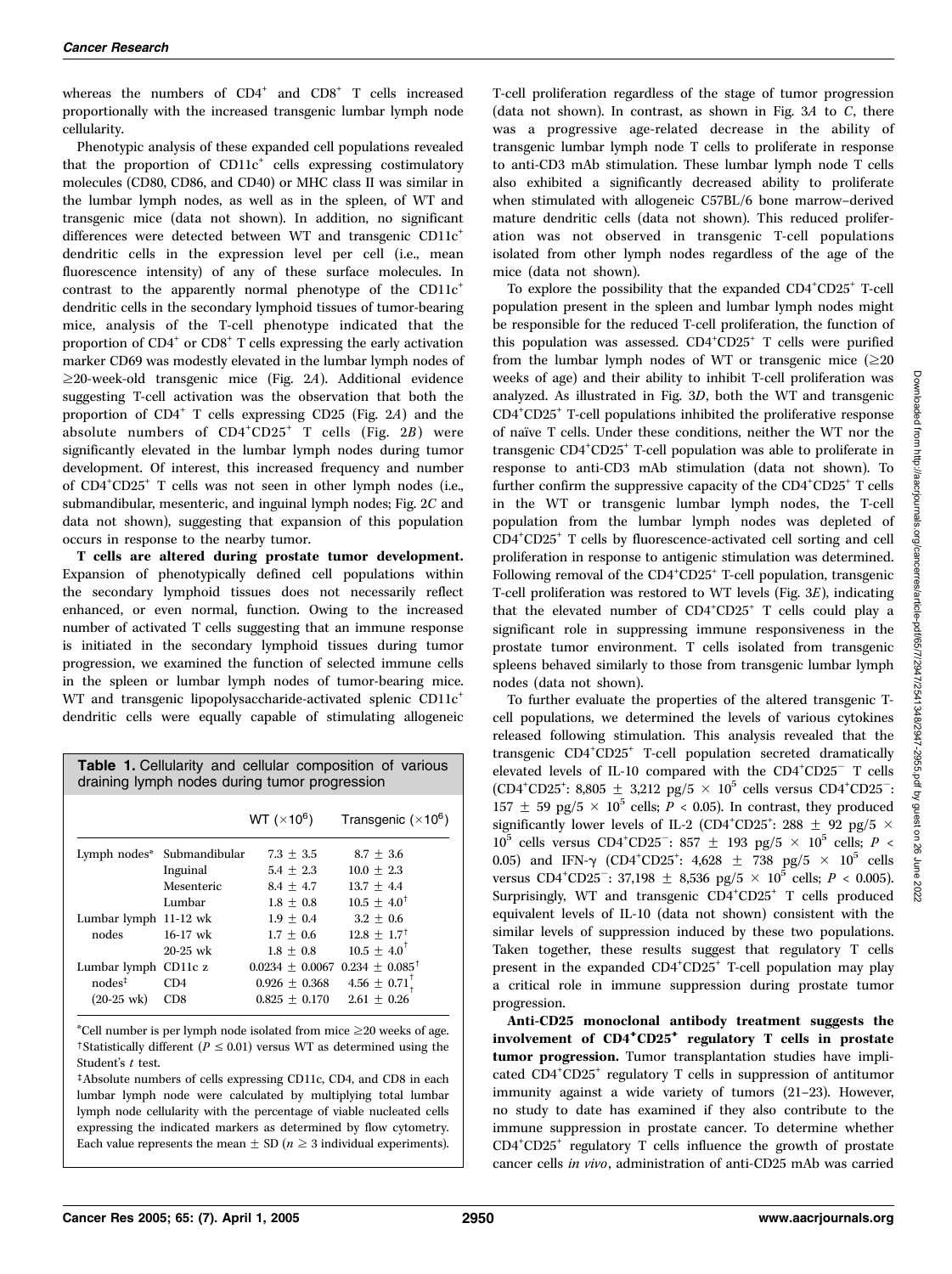whereas the numbers of $CD4^+$ and $CD8^+$ T cells increased proportionally with the increased transgenic lumbar lymph node cellularity.

Phenotypic analysis of these expanded cell populations revealed that the proportion of $CD11c^+$ cells expressing costimulatory molecules (CD80, CD86, and CD40) or MHC class II was similar in the lumbar lymph nodes, as well as in the spleen, of WT and transgenic mice (data not shown). In addition, no significant differences were detected between WT and transgenic $CD11c^+$ dendritic cells in the expression level per cell (i.e., mean fluorescence intensity) of any of these surface molecules. In contrast to the apparently normal phenotype of the $CD11c^+$ dendritic cells in the secondary lymphoid tissues of tumor-bearing mice, analysis of the T-cell phenotype indicated that the proportion of $CD4^+$ or $CD8^+$ T cells expressing the early activation marker CD69 was modestly elevated in the lumbar lymph nodes of ≥20-week-old transgenic mice (Fig. 2*A*). Additional evidence suggesting T-cell activation was the observation that both the proportion of $CD4^+$ T cells expressing CD25 (Fig. 2*A*) and the absolute numbers of $CD4^+CD25^+$ T cells (Fig. 2*B*) were significantly elevated in the lumbar lymph nodes during tumor development. Of interest, this increased frequency and number of $CD4^+CD25^+$ T cells was not seen in other lymph nodes (i.e., submandibular, mesenteric, and inguinal lymph nodes; Fig. 2*C* and data not shown), suggesting that expansion of this population occurs in response to the nearby tumor.

**T cells are altered during prostate tumor development.** Expansion of phenotypically defined cell populations within the secondary lymphoid tissues does not necessarily reflect enhanced, or even normal, function. Owing to the increased number of activated T cells suggesting that an immune response is initiated in the secondary lymphoid tissues during tumor progression, we examined the function of selected immune cells in the spleen or lumbar lymph nodes of tumor-bearing mice. WT and transgenic lipopolysaccharide-activated splenic $CD11c^+$ dendritic cells were equally capable of stimulating allogeneic T-cell proliferation regardless of the stage of tumor progression (data not shown). In contrast, as shown in Fig. 3*A* to *C*, there was a progressive age-related decrease in the ability of transgenic lumbar lymph node T cells to proliferate in response to anti-CD3 mAb stimulation. These lumbar lymph node T cells also exhibited a significantly decreased ability to proliferate when stimulated with allogeneic C57BL/6 bone marrow–derived mature dendritic cells (data not shown). This reduced proliferation was not observed in transgenic T-cell populations isolated from other lymph nodes regardless of the age of the mice (data not shown).

**Table 1.** Cellularity and cellular composition of various draining lymph nodes during tumor progression

| | | WT ($\times 10^6$) | Transgenic ($\times 10^6$) |
|---|---|---|---|
| Lymph nodes* | Submandibular | 7.3 ± 3.5 | 8.7 ± 3.6 |
| | Inguinal | 5.4 ± 2.3 | 10.0 ± 2.3 |
| | Mesenteric | 8.4 ± 4.7 | 13.7 ± 4.4 |
| | Lumbar | 1.8 ± 0.8 | 10.5 ± 4.0† |
| Lumbar lymph nodes | 11-12 wk | 1.9 ± 0.4 | 3.2 ± 0.6 |
| | 16-17 wk | 1.7 ± 0.6 | 12.8 ± 1.7† |
| | 20-25 wk | 1.8 ± 0.8 | 10.5 ± 4.0† |
| Lumbar lymph nodes‡ (20-25 wk) | CD11c z | 0.0234 ± 0.0067 | 0.234 ± 0.085† |
| | CD4 | 0.926 ± 0.368 | 4.56 ± 0.71† |
| | CD8 | 0.825 ± 0.170 | 2.61 ± 0.26† |

*Cell number is per lymph node isolated from mice ≥20 weeks of age.
†Statistically different ($P \leq 0.01$) versus WT as determined using the Student's *t* test.
‡Absolute numbers of cells expressing CD11c, CD4, and CD8 in each lumbar lymph node were calculated by multiplying total lumbar lymph node cellularity with the percentage of viable nucleated cells expressing the indicated markers as determined by flow cytometry. Each value represents the mean ± SD ($n \geq 3$ individual experiments).

To explore the possibility that the expanded $CD4^+CD25^+$ T-cell population present in the spleen and lumbar lymph nodes might be responsible for the reduced T-cell proliferation, the function of this population was assessed. $CD4^+CD25^+$ T cells were purified from the lumbar lymph nodes of WT or transgenic mice (≥20 weeks of age) and their ability to inhibit T-cell proliferation was analyzed. As illustrated in Fig. 3*D*, both the WT and transgenic $CD4^+CD25^+$ T-cell populations inhibited the proliferative response of naïve T cells. Under these conditions, neither the WT nor the transgenic $CD4^+CD25^+$ T-cell population was able to proliferate in response to anti-CD3 mAb stimulation (data not shown). To further confirm the suppressive capacity of the $CD4^+CD25^+$ T cells in the WT or transgenic lumbar lymph nodes, the T-cell population from the lumbar lymph nodes was depleted of $CD4^+CD25^+$ T cells by fluorescence-activated cell sorting and cell proliferation in response to antigenic stimulation was determined. Following removal of the $CD4^+CD25^+$ T-cell population, transgenic T-cell proliferation was restored to WT levels (Fig. 3*E*), indicating that the elevated number of $CD4^+CD25^+$ T cells could play a significant role in suppressing immune responsiveness in the prostate tumor environment. T cells isolated from transgenic spleens behaved similarly to those from transgenic lumbar lymph nodes (data not shown).

To further evaluate the properties of the altered transgenic T-cell populations, we determined the levels of various cytokines released following stimulation. This analysis revealed that the transgenic $CD4^+CD25^+$ T-cell population secreted dramatically elevated levels of IL-10 compared with the $CD4^+CD25^-$ T cells ($CD4^+CD25^+$: 8,805 ± 3,212 pg/5 × $10^5$ cells versus $CD4^+CD25^-$: 157 ± 59 pg/5 × $10^5$ cells; $P < 0.05$). In contrast, they produced significantly lower levels of IL-2 ($CD4^+CD25^+$: 288 ± 92 pg/5 × $10^5$ cells versus $CD4^+CD25^-$: 857 ± 193 pg/5 × $10^5$ cells; $P < 0.05$) and IFN-γ ($CD4^+CD25^+$: 4,628 ± 738 pg/5 × $10^5$ cells versus $CD4^+CD25^-$: 37,198 ± 8,536 pg/5 × $10^5$ cells; $P < 0.005$). Surprisingly, WT and transgenic $CD4^+CD25^+$ T cells produced equivalent levels of IL-10 (data not shown) consistent with the similar levels of suppression induced by these two populations. Taken together, these results suggest that regulatory T cells present in the expanded $CD4^+CD25^+$ T-cell population may play a critical role in immune suppression during prostate tumor progression.

**Anti-CD25 monoclonal antibody treatment suggests the involvement of $CD4^+CD25^+$ regulatory T cells in prostate tumor progression.** Tumor transplantation studies have implicated $CD4^+CD25^+$ regulatory T cells in suppression of antitumor immunity against a wide variety of tumors (21–23). However, no study to date has examined if they also contribute to the immune suppression in prostate cancer. To determine whether $CD4^+CD25^+$ regulatory T cells influence the growth of prostate cancer cells *in vivo*, administration of anti-CD25 mAb was carried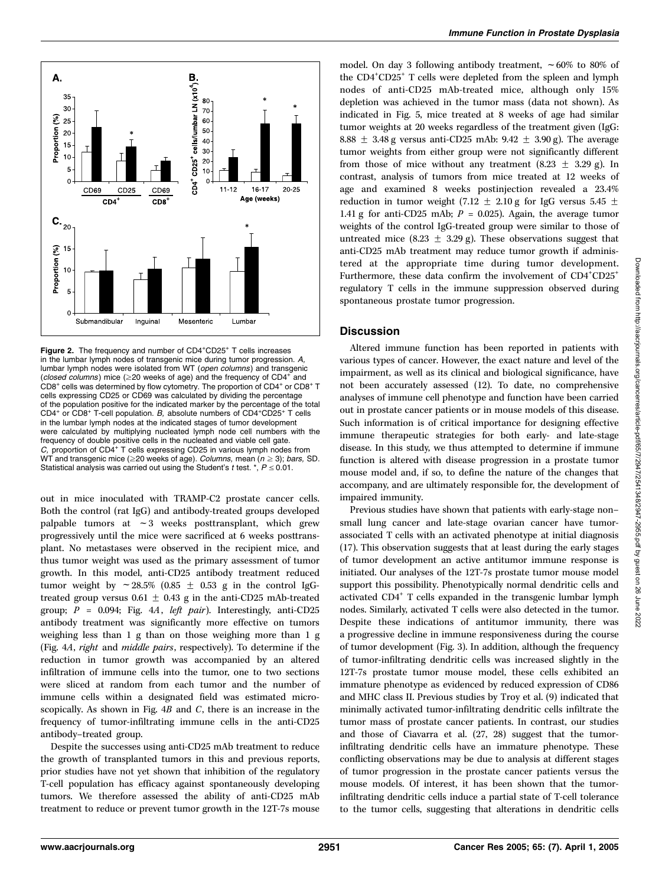Figure 2. The frequency and number of $CD4^+CD25^+$ T cells increases in the lumbar lymph nodes of transgenic mice during tumor progression. *A,* lumbar lymph nodes were isolated from WT (*open columns*) and transgenic (*closed columns*) mice (≥20 weeks of age) and the frequency of $CD4^+$ and $CD8^+$ cells was determined by flow cytometry. The proportion of $CD4^+$ or $CD8^+$ T cells expressing CD25 or CD69 was calculated by dividing the percentage of the population positive for the indicated marker by the percentage of the total $CD4^+$ or $CD8^+$ T-cell population. *B,* absolute numbers of $CD4^+CD25^+$ T cells in the lumbar lymph nodes at the indicated stages of tumor development were calculated by multiplying nucleated lymph node cell numbers with the frequency of double positive cells in the nucleated and viable cell gate. *C,* proportion of $CD4^+$ T cells expressing CD25 in various lymph nodes from WT and transgenic mice (≥20 weeks of age). *Columns,* mean ($n \geq 3$); *bars,* SD. Statistical analysis was carried out using the Student's *t* test. *, $P \leq 0.01$.

out in mice inoculated with TRAMP-C2 prostate cancer cells. Both the control (rat IgG) and antibody-treated groups developed palpable tumors at ~3 weeks posttransplant, which grew progressively until the mice were sacrificed at 6 weeks posttransplant. No metastases were observed in the recipient mice, and thus tumor weight was used as the primary assessment of tumor growth. In this model, anti-CD25 antibody treatment reduced tumor weight by ~28.5% (0.85 ± 0.53 g in the control IgG-treated group versus 0.61 ± 0.43 g in the anti-CD25 mAb-treated group; $P$ = 0.094; Fig. 4*A*, *left pair*). Interestingly, anti-CD25 antibody treatment was significantly more effective on tumors weighing less than 1 g than on those weighing more than 1 g (Fig. 4*A*, *right* and *middle pairs*, respectively). To determine if the reduction in tumor growth was accompanied by an altered infiltration of immune cells into the tumor, one to two sections were sliced at random from each tumor and the number of immune cells within a designated field was estimated microscopically. As shown in Fig. 4*B* and *C*, there is an increase in the frequency of tumor-infiltrating immune cells in the anti-CD25 antibody–treated group.

Despite the successes using anti-CD25 mAb treatment to reduce the growth of transplanted tumors in this and previous reports, prior studies have not yet shown that inhibition of the regulatory T-cell population has efficacy against spontaneously developing tumors. We therefore assessed the ability of anti-CD25 mAb treatment to reduce or prevent tumor growth in the 12T-7s mouse model. On day 3 following antibody treatment, ~60% to 80% of the $CD4^+CD25^+$ T cells were depleted from the spleen and lymph nodes of anti-CD25 mAb-treated mice, although only 15% depletion was achieved in the tumor mass (data not shown). As indicated in Fig. 5, mice treated at 8 weeks of age had similar tumor weights at 20 weeks regardless of the treatment given (IgG: 8.88 ± 3.48 g versus anti-CD25 mAb: 9.42 ± 3.90 g). The average tumor weights from either group were not significantly different from those of mice without any treatment (8.23 ± 3.29 g). In contrast, analysis of tumors from mice treated at 12 weeks of age and examined 8 weeks postinjection revealed a 23.4% reduction in tumor weight (7.12 ± 2.10 g for IgG versus 5.45 ± 1.41 g for anti-CD25 mAb; $P$ = 0.025). Again, the average tumor weights of the control IgG-treated group were similar to those of untreated mice (8.23 ± 3.29 g). These observations suggest that anti-CD25 mAb treatment may reduce tumor growth if administered at the appropriate time during tumor development. Furthermore, these data confirm the involvement of $CD4^+CD25^+$ regulatory T cells in the immune suppression observed during spontaneous prostate tumor progression.

## Discussion

Altered immune function has been reported in patients with various types of cancer. However, the exact nature and level of the impairment, as well as its clinical and biological significance, have not been accurately assessed (12). To date, no comprehensive analyses of immune cell phenotype and function have been carried out in prostate cancer patients or in mouse models of this disease. Such information is of critical importance for designing effective immune therapeutic strategies for both early- and late-stage disease. In this study, we thus attempted to determine if immune function is altered with disease progression in a prostate tumor mouse model and, if so, to define the nature of the changes that accompany, and are ultimately responsible for, the development of impaired immunity.

Previous studies have shown that patients with early-stage non–small lung cancer and late-stage ovarian cancer have tumor-associated T cells with an activated phenotype at initial diagnosis (17). This observation suggests that at least during the early stages of tumor development an active antitumor immune response is initiated. Our analyses of the 12T-7s prostate tumor mouse model support this possibility. Phenotypically normal dendritic cells and activated $CD4^+$ T cells expanded in the transgenic lumbar lymph nodes. Similarly, activated T cells were also detected in the tumor. Despite these indications of antitumor immunity, there was a progressive decline in immune responsiveness during the course of tumor development (Fig. 3). In addition, although the frequency of tumor-infiltrating dendritic cells was increased slightly in the 12T-7s prostate tumor mouse model, these cells exhibited an immature phenotype as evidenced by reduced expression of CD86 and MHC class II. Previous studies by Troy et al. (9) indicated that minimally activated tumor-infiltrating dendritic cells infiltrate the tumor mass of prostate cancer patients. In contrast, our studies and those of Ciavarra et al. (27, 28) suggest that the tumor-infiltrating dendritic cells have an immature phenotype. These conflicting observations may be due to analysis at different stages of tumor progression in the prostate cancer patients versus the mouse models. Of interest, it has been shown that the tumor-infiltrating dendritic cells induce a partial state of T-cell tolerance to the tumor cells, suggesting that alterations in dendritic cells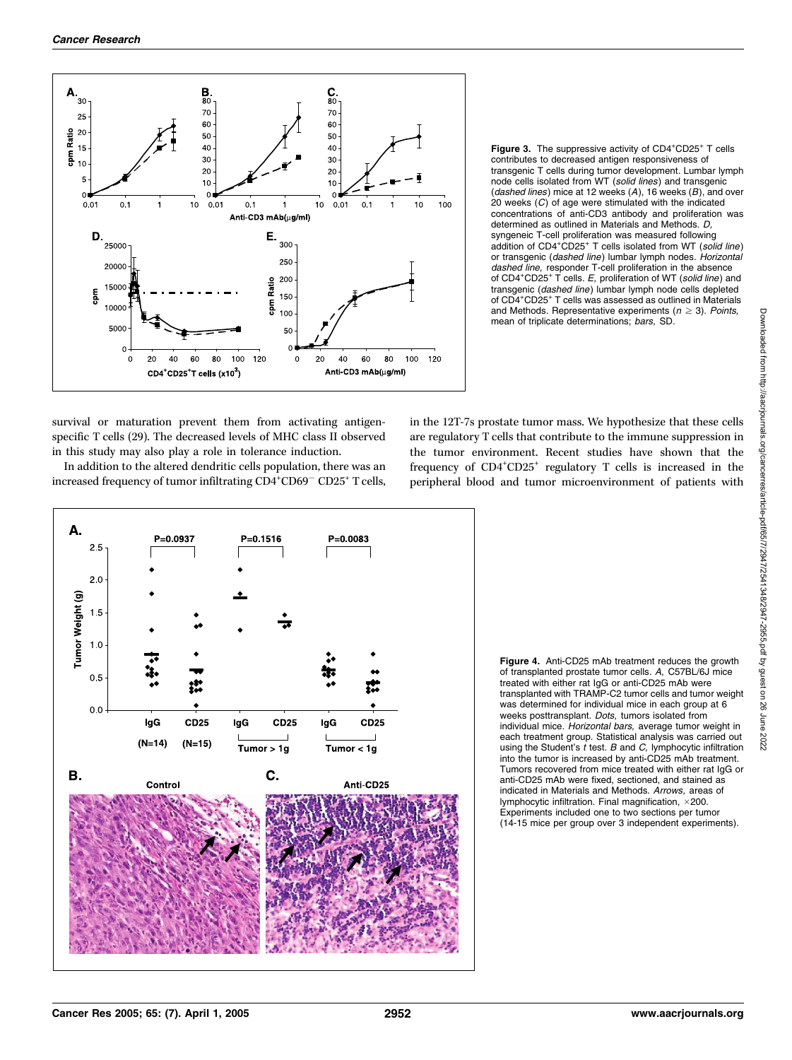**Figure 3.** The suppressive activity of $CD4^+CD25^+$ T cells contributes to decreased antigen responsiveness of transgenic T cells during tumor development. Lumbar lymph node cells isolated from WT (*solid lines*) and transgenic (*dashed lines*) mice at 12 weeks (*A*), 16 weeks (*B*), and over 20 weeks (*C*) of age were stimulated with the indicated concentrations of anti-CD3 antibody and proliferation was determined as outlined in Materials and Methods. *D,* syngeneic T-cell proliferation was measured following addition of $CD4^+CD25^+$ T cells isolated from WT (*solid line*) or transgenic (*dashed line*) lumbar lymph nodes. *Horizontal dashed line,* responder T-cell proliferation in the absence of $CD4^+CD25^+$ T cells. *E,* proliferation of WT (*solid line*) and transgenic (*dashed line*) lumbar lymph node cells depleted of $CD4^+CD25^+$ T cells was assessed as outlined in Materials and Methods. Representative experiments ($n \geq 3$). *Points,* mean of triplicate determinations; *bars,* SD.

survival or maturation prevent them from activating antigen-specific T cells (29). The decreased levels of MHC class II observed in this study may also play a role in tolerance induction.

In addition to the altered dendritic cells population, there was an increased frequency of tumor infiltrating $CD4^+CD69^-$ $CD25^+$ T cells, in the 12T-7s prostate tumor mass. We hypothesize that these cells are regulatory T cells that contribute to the immune suppression in the tumor environment. Recent studies have shown that the frequency of $CD4^+CD25^+$ regulatory T cells is increased in the peripheral blood and tumor microenvironment of patients with

**Figure 4.** Anti-CD25 mAb treatment reduces the growth of transplanted prostate tumor cells. *A,* C57BL/6J mice treated with either rat IgG or anti-CD25 mAb were transplanted with TRAMP-C2 tumor cells and tumor weight was determined for individual mice in each group at 6 weeks posttransplant. *Dots,* tumors isolated from individual mice. *Horizontal bars,* average tumor weight in each treatment group. Statistical analysis was carried out using the Student's *t* test. *B* and *C,* lymphocytic infiltration into the tumor is increased by anti-CD25 mAb treatment. Tumors recovered from mice treated with either rat IgG or anti-CD25 mAb were fixed, sectioned, and stained as indicated in Materials and Methods. *Arrows,* areas of lymphocytic infiltration. Final magnification, ×200. Experiments included one to two sections per tumor (14-15 mice per group over 3 independent experiments).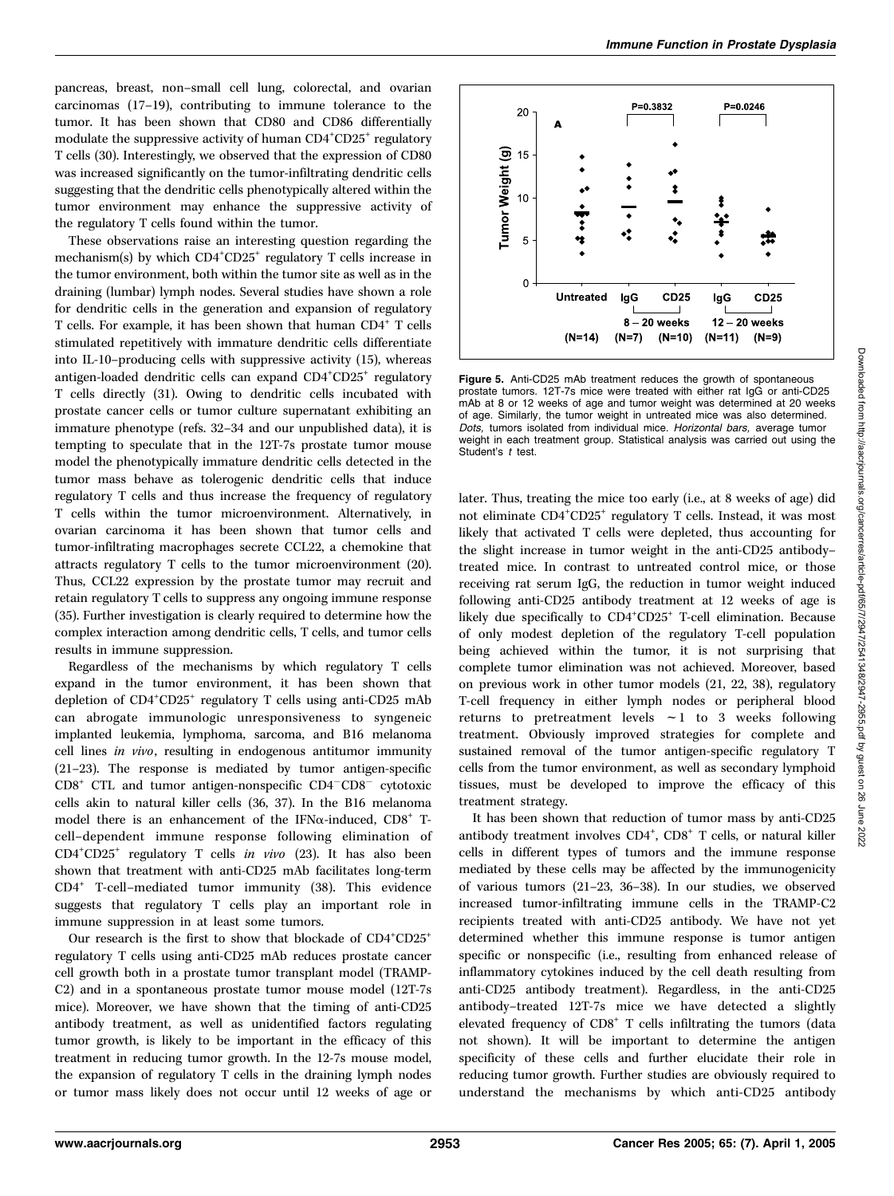pancreas, breast, non–small cell lung, colorectal, and ovarian carcinomas (17–19), contributing to immune tolerance to the tumor. It has been shown that CD80 and CD86 differentially modulate the suppressive activity of human $CD4^+CD25^+$ regulatory T cells (30). Interestingly, we observed that the expression of CD80 was increased significantly on the tumor-infiltrating dendritic cells suggesting that the dendritic cells phenotypically altered within the tumor environment may enhance the suppressive activity of the regulatory T cells found within the tumor.

These observations raise an interesting question regarding the mechanism(s) by which $CD4^+CD25^+$ regulatory T cells increase in the tumor environment, both within the tumor site as well as in the draining (lumbar) lymph nodes. Several studies have shown a role for dendritic cells in the generation and expansion of regulatory T cells. For example, it has been shown that human $CD4^+$ T cells stimulated repetitively with immature dendritic cells differentiate into IL-10–producing cells with suppressive activity (15), whereas antigen-loaded dendritic cells can expand $CD4^+CD25^+$ regulatory T cells directly (31). Owing to dendritic cells incubated with prostate cancer cells or tumor culture supernatant exhibiting an immature phenotype (refs. 32–34 and our unpublished data), it is tempting to speculate that in the 12T-7s prostate tumor mouse model the phenotypically immature dendritic cells detected in the tumor mass behave as tolerogenic dendritic cells that induce regulatory T cells and thus increase the frequency of regulatory T cells within the tumor microenvironment. Alternatively, in ovarian carcinoma it has been shown that tumor cells and tumor-infiltrating macrophages secrete CCL22, a chemokine that attracts regulatory T cells to the tumor microenvironment (20). Thus, CCL22 expression by the prostate tumor may recruit and retain regulatory T cells to suppress any ongoing immune response (35). Further investigation is clearly required to determine how the complex interaction among dendritic cells, T cells, and tumor cells results in immune suppression.

Regardless of the mechanisms by which regulatory T cells expand in the tumor environment, it has been shown that depletion of $CD4^+CD25^+$ regulatory T cells using anti-CD25 mAb can abrogate immunologic unresponsiveness to syngeneic implanted leukemia, lymphoma, sarcoma, and B16 melanoma cell lines *in vivo*, resulting in endogenous antitumor immunity (21–23). The response is mediated by tumor antigen-specific $CD8^+$ CTL and tumor antigen-nonspecific $CD4^-CD8^-$ cytotoxic cells akin to natural killer cells (36, 37). In the B16 melanoma model there is an enhancement of the IFNα-induced, $CD8^+$ T-cell–dependent immune response following elimination of $CD4^+CD25^+$ regulatory T cells *in vivo* (23). It has also been shown that treatment with anti-CD25 mAb facilitates long-term $CD4^+$ T-cell–mediated tumor immunity (38). This evidence suggests that regulatory T cells play an important role in immune suppression in at least some tumors.

Our research is the first to show that blockade of $CD4^+CD25^+$ regulatory T cells using anti-CD25 mAb reduces prostate cancer cell growth both in a prostate tumor transplant model (TRAMP-C2) and in a spontaneous prostate tumor mouse model (12T-7s mice). Moreover, we have shown that the timing of anti-CD25 antibody treatment, as well as unidentified factors regulating tumor growth, is likely to be important in the efficacy of this treatment in reducing tumor growth. In the 12-7s mouse model, the expansion of regulatory T cells in the draining lymph nodes or tumor mass likely does not occur until 12 weeks of age or later. Thus, treating the mice too early (i.e., at 8 weeks of age) did not eliminate $CD4^+CD25^+$ regulatory T cells. Instead, it was most likely that activated T cells were depleted, thus accounting for the slight increase in tumor weight in the anti-CD25 antibody–treated mice. In contrast to untreated control mice, or those receiving rat serum IgG, the reduction in tumor weight induced following anti-CD25 antibody treatment at 12 weeks of age is likely due specifically to $CD4^+CD25^+$ T-cell elimination. Because of only modest depletion of the regulatory T-cell population being achieved within the tumor, it is not surprising that complete tumor elimination was not achieved. Moreover, based on previous work in other tumor models (21, 22, 38), regulatory T-cell frequency in either lymph nodes or peripheral blood returns to pretreatment levels ~1 to 3 weeks following treatment. Obviously improved strategies for complete and sustained removal of the tumor antigen-specific regulatory T cells from the tumor environment, as well as secondary lymphoid tissues, must be developed to improve the efficacy of this treatment strategy.

It has been shown that reduction of tumor mass by anti-CD25 antibody treatment involves $CD4^+$, $CD8^+$ T cells, or natural killer cells in different types of tumors and the immune response mediated by these cells may be affected by the immunogenicity of various tumors (21–23, 36–38). In our studies, we observed increased tumor-infiltrating immune cells in the TRAMP-C2 recipients treated with anti-CD25 antibody. We have not yet determined whether this immune response is tumor antigen specific or nonspecific (i.e., resulting from enhanced release of inflammatory cytokines induced by the cell death resulting from anti-CD25 antibody treatment). Regardless, in the anti-CD25 antibody–treated 12T-7s mice we have detected a slightly elevated frequency of $CD8^+$ T cells infiltrating the tumors (data not shown). It will be important to determine the antigen specificity of these cells and further elucidate their role in reducing tumor growth. Further studies are obviously required to understand the mechanisms by which anti-CD25 antibody

**Figure 5.** Anti-CD25 mAb treatment reduces the growth of spontaneous prostate tumors. 12T-7s mice were treated with either rat IgG or anti-CD25 mAb at 8 or 12 weeks of age and tumor weight was determined at 20 weeks of age. Similarly, the tumor weight in untreated mice was also determined. *Dots,* tumors isolated from individual mice. *Horizontal bars,* average tumor weight in each treatment group. Statistical analysis was carried out using the Student's *t* test.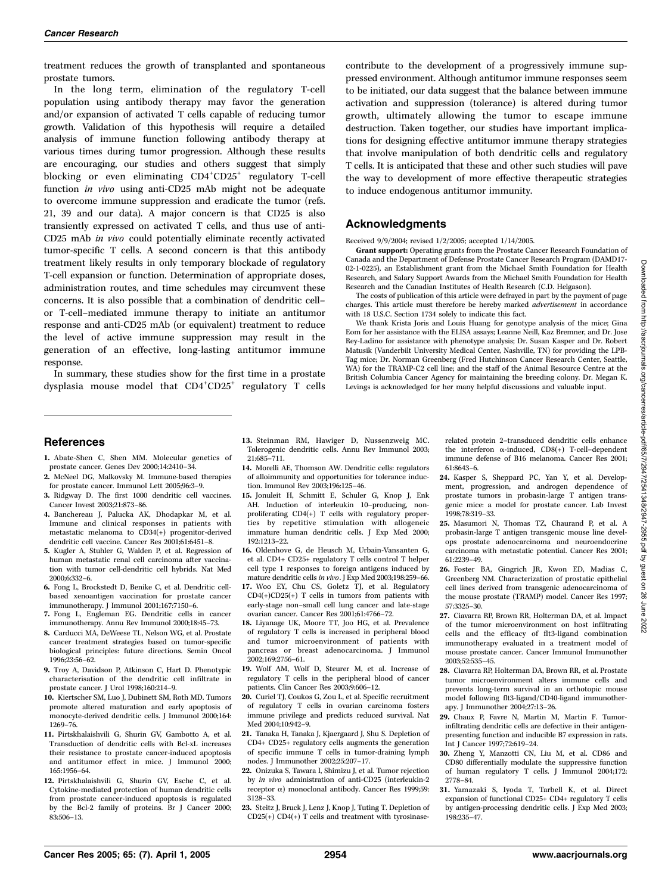treatment reduces the growth of transplanted and spontaneous prostate tumors.

In the long term, elimination of the regulatory T-cell population using antibody therapy may favor the generation and/or expansion of activated T cells capable of reducing tumor growth. Validation of this hypothesis will require a detailed analysis of immune function following antibody therapy at various times during tumor progression. Although these results are encouraging, our studies and others suggest that simply blocking or even eliminating $CD4^{+}CD25^{+}$ regulatory T-cell function *in vivo* using anti-CD25 mAb might not be adequate to overcome immune suppression and eradicate the tumor (refs. 21, 39 and our data). A major concern is that CD25 is also transiently expressed on activated T cells, and thus use of anti-CD25 mAb *in vivo* could potentially eliminate recently activated tumor-specific T cells. A second concern is that this antibody treatment likely results in only temporary blockade of regulatory T-cell expansion or function. Determination of appropriate doses, administration routes, and time schedules may circumvent these concerns. It is also possible that a combination of dendritic cell– or T-cell–mediated immune therapy to initiate an antitumor response and anti-CD25 mAb (or equivalent) treatment to reduce the level of active immune suppression may result in the generation of an effective, long-lasting antitumor immune response.

In summary, these studies show for the first time in a prostate dysplasia mouse model that $CD4^{+}CD25^{+}$ regulatory T cells contribute to the development of a progressively immune suppressed environment. Although antitumor immune responses seem to be initiated, our data suggest that the balance between immune activation and suppression (tolerance) is altered during tumor growth, ultimately allowing the tumor to escape immune destruction. Taken together, our studies have important implications for designing effective antitumor immune therapy strategies that involve manipulation of both dendritic cells and regulatory T cells. It is anticipated that these and other such studies will pave the way to development of more effective therapeutic strategies to induce endogenous antitumor immunity.

## Acknowledgments

Received 9/9/2004; revised 1/2/2005; accepted 1/14/2005.

**Grant support:** Operating grants from the Prostate Cancer Research Foundation of Canada and the Department of Defense Prostate Cancer Research Program (DAMD17-02-1-0225), an Establishment grant from the Michael Smith Foundation for Health Research, and Salary Support Awards from the Michael Smith Foundation for Health Research and the Canadian Institutes of Health Research (C.D. Helgason).

The costs of publication of this article were defrayed in part by the payment of page charges. This article must therefore be hereby marked *advertisement* in accordance with 18 U.S.C. Section 1734 solely to indicate this fact.

We thank Krista Joris and Louis Huang for genotype analysis of the mice; Gina Eom for her assistance with the ELISA assays; Leanne Neill, Kaz Bremner, and Dr. Jose Rey-Ladino for assistance with phenotype analysis; Dr. Susan Kasper and Dr. Robert Matusik (Vanderbilt University Medical Center, Nashville, TN) for providing the LPB-Tag mice; Dr. Norman Greenberg (Fred Hutchinson Cancer Research Center, Seattle, WA) for the TRAMP-C2 cell line; and the staff of the Animal Resource Centre at the British Columbia Cancer Agency for maintaining the breeding colony. Dr. Megan K. Levings is acknowledged for her many helpful discussions and valuable input.

## References

1. Abate-Shen C, Shen MM. Molecular genetics of prostate cancer. Genes Dev 2000;14:2410–34.
2. McNeel DG, Malkovsky M. Immune-based therapies for prostate cancer. Immunol Lett 2005;96:3–9.
3. Ridgway D. The first 1000 dendritic cell vaccines. Cancer Invest 2003;21:873–86.
4. Banchereau J, Palucka AK, Dhodapkar M, et al. Immune and clinical responses in patients with metastatic melanoma to CD34(+) progenitor-derived dendritic cell vaccine. Cancer Res 2001;61:6451–8.
5. Kugler A, Stuhler G, Walden P, et al. Regression of human metastatic renal cell carcinoma after vaccination with tumor cell-dendritic cell hybrids. Nat Med 2000;6:332–6.
6. Fong L, Brockstedt D, Benike C, et al. Dendritic cell-based xenoantigen vaccination for prostate cancer immunotherapy. J Immunol 2001;167:7150–6.
7. Fong L, Engleman EG. Dendritic cells in cancer immunotherapy. Annu Rev Immunol 2000;18:45–73.
8. Carducci MA, DeWeese TL, Nelson WG, et al. Prostate cancer treatment strategies based on tumor-specific biological principles: future directions. Semin Oncol 1996;23:56–62.
9. Troy A, Davidson P, Atkinson C, Hart D. Phenotypic characterisation of the dendritic cell infiltrate in prostate cancer. J Urol 1998;160:214–9.
10. Kiertscher SM, Luo J, Dubinett SM, Roth MD. Tumors promote altered maturation and early apoptosis of monocyte-derived dendritic cells. J Immunol 2000;164:1269–76.
11. Pirtskhalaishvili G, Shurin GV, Gambotto A, et al. Transduction of dendritic cells with Bcl-xL increases their resistance to prostate cancer-induced apoptosis and antitumor effect in mice. J Immunol 2000; 165:1956–64.
12. Pirtskhalaishvili G, Shurin GV, Esche C, et al. Cytokine-mediated protection of human dendritic cells from prostate cancer-induced apoptosis is regulated by the Bcl-2 family of proteins. Br J Cancer 2000; 83:506–13.
13. Steinman RM, Hawiger D, Nussenzweig MC. Tolerogenic dendritic cells. Annu Rev Immunol 2003; 21:685–711.
14. Morelli AE, Thomson AW. Dendritic cells: regulators of alloimmunity and opportunities for tolerance induction. Immunol Rev 2003;196:125–46.
15. Jonuleit H, Schmitt E, Schuler G, Knop J, Enk AH. Induction of interleukin 10–producing, nonproliferating CD4(+) T cells with regulatory properties by repetitive stimulation with allogeneic immature human dendritic cells. J Exp Med 2000; 192:1213–22.
16. Oldenhove G, de Heusch M, Urbain-Vansanten G, et al. CD4+ CD25+ regulatory T cells control T helper cell type 1 responses to foreign antigens induced by mature dendritic cells *in vivo*. J Exp Med 2003;198:259–66.
17. Woo EY, Chu CS, Goletz TJ, et al. Regulatory CD4(+)CD25(+) T cells in tumors from patients with early-stage non–small cell lung cancer and late-stage ovarian cancer. Cancer Res 2001;61:4766–72.
18. Liyanage UK, Moore TT, Joo HG, et al. Prevalence of regulatory T cells is increased in peripheral blood and tumor microenvironment of patients with pancreas or breast adenocarcinoma. J Immunol 2002;169:2756–61.
19. Wolf AM, Wolf D, Steurer M, et al. Increase of regulatory T cells in the peripheral blood of cancer patients. Clin Cancer Res 2003;9:606–12.
20. Curiel TJ, Coukos G, Zou L, et al. Specific recruitment of regulatory T cells in ovarian carcinoma fosters immune privilege and predicts reduced survival. Nat Med 2004;10:942–9.
21. Tanaka H, Tanaka J, Kjaergaard J, Shu S. Depletion of CD4+ CD25+ regulatory cells augments the generation of specific immune T cells in tumor-draining lymph nodes. J Immunother 2002;25:207–17.
22. Onizuka S, Tawara I, Shimizu J, et al. Tumor rejection by *in vivo* administration of anti-CD25 (interleukin-2 receptor α) monoclonal antibody. Cancer Res 1999;59: 3128–33.
23. Steitz J, Bruck J, Lenz J, Knop J, Tuting T. Depletion of CD25(+) CD4(+) T cells and treatment with tyrosinase-related protein 2–transduced dendritic cells enhance the interferon α-induced, CD8(+) T-cell–dependent immune defense of B16 melanoma. Cancer Res 2001; 61:8643–6.
24. Kasper S, Sheppard PC, Yan Y, et al. Development, progression, and androgen dependence of prostate tumors in probasin-large T antigen transgenic mice: a model for prostate cancer. Lab Invest 1998;78:319–33.
25. Masumori N, Thomas TZ, Chaurand P, et al. A probasin-large T antigen transgenic mouse line develops prostate adenocarcinoma and neuroendocrine carcinoma with metastatic potential. Cancer Res 2001; 61:2239–49.
26. Foster BA, Gingrich JR, Kwon ED, Madias C, Greenberg NM. Characterization of prostatic epithelial cell lines derived from transgenic adenocarcinoma of the mouse prostate (TRAMP) model. Cancer Res 1997; 57:3325–30.
27. Ciavarra RP, Brown RR, Holterman DA, et al. Impact of the tumor microenvironment on host infiltrating cells and the efficacy of flt3-ligand combination immunotherapy evaluated in a treatment model of mouse prostate cancer. Cancer Immunol Immunother 2003;52:535–45.
28. Ciavarra RP, Holterman DA, Brown RR, et al. Prostate tumor microenvironment alters immune cells and prevents long-term survival in an orthotopic mouse model following flt3-ligand/CD40-ligand immunotherapy. J Immunother 2004;27:13–26.
29. Chaux P, Favre N, Martin M, Martin F. Tumor-infiltrating dendritic cells are defective in their antigen-presenting function and inducible B7 expression in rats. Int J Cancer 1997;72:619–24.
30. Zheng Y, Manzotti CN, Liu M, et al. CD86 and CD80 differentially modulate the suppressive function of human regulatory T cells. J Immunol 2004;172: 2778–84.
31. Yamazaki S, Iyoda T, Tarbell K, et al. Direct expansion of functional CD25+ CD4+ regulatory T cells by antigen-processing dendritic cells. J Exp Med 2003; 198:235–47.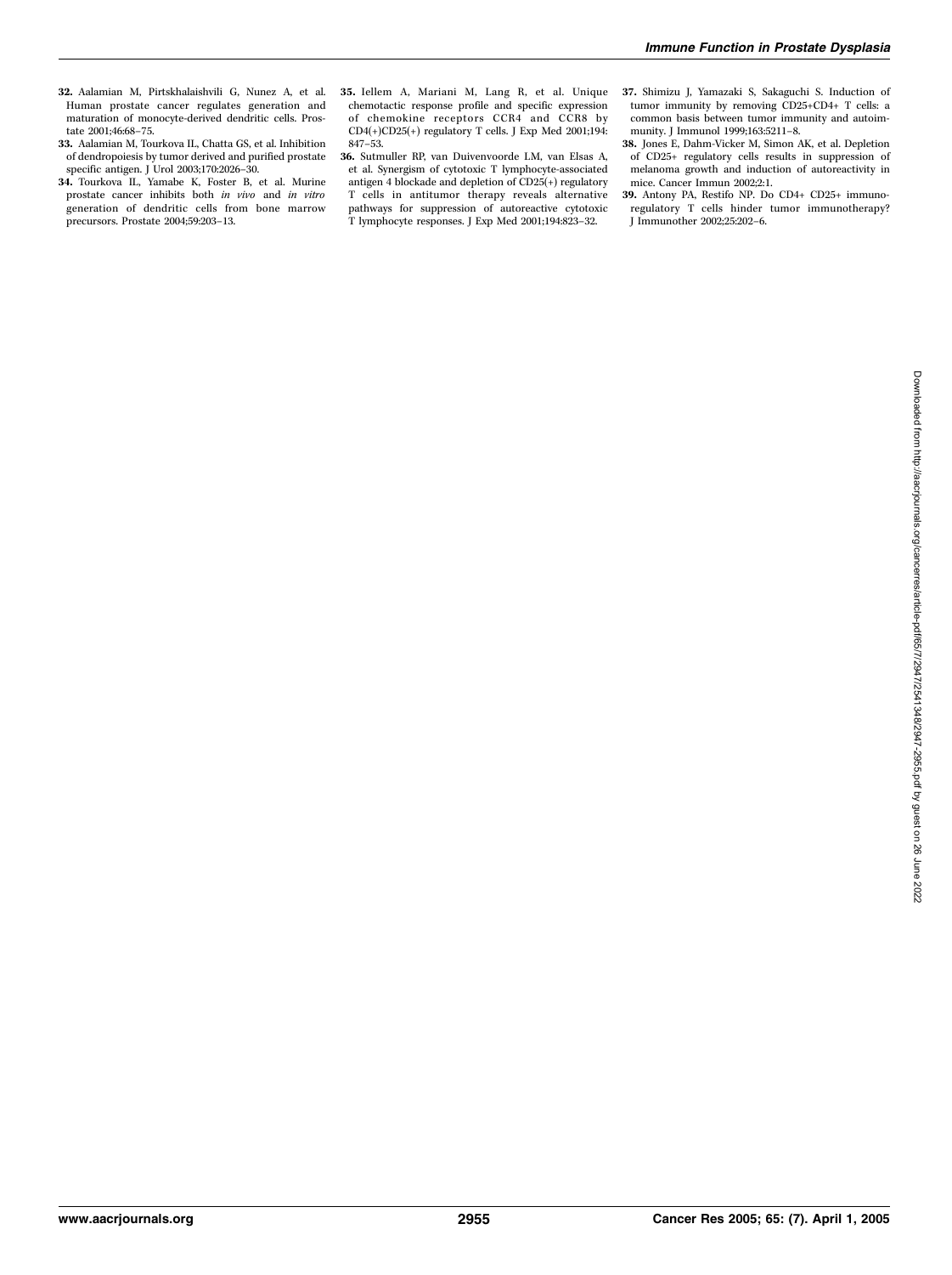32. Aalamian M, Pirtskhalaishvili G, Nunez A, et al. Human prostate cancer regulates generation and maturation of monocyte-derived dendritic cells. Prostate 2001;46:68–75.

33. Aalamian M, Tourkova IL, Chatta GS, et al. Inhibition of dendropoiesis by tumor derived and purified prostate specific antigen. J Urol 2003;170:2026–30.

34. Tourkova IL, Yamabe K, Foster B, et al. Murine prostate cancer inhibits both *in vivo* and *in vitro* generation of dendritic cells from bone marrow precursors. Prostate 2004;59:203–13.

35. Iellem A, Mariani M, Lang R, et al. Unique chemotactic response profile and specific expression of chemokine receptors CCR4 and CCR8 by CD4(+)CD25(+) regulatory T cells. J Exp Med 2001;194:847–53.

36. Sutmuller RP, van Duivenvoorde LM, van Elsas A, et al. Synergism of cytotoxic T lymphocyte-associated antigen 4 blockade and depletion of CD25(+) regulatory T cells in antitumor therapy reveals alternative pathways for suppression of autoreactive cytotoxic T lymphocyte responses. J Exp Med 2001;194:823–32.

37. Shimizu J, Yamazaki S, Sakaguchi S. Induction of tumor immunity by removing CD25+CD4+ T cells: a common basis between tumor immunity and autoimmunity. J Immunol 1999;163:5211–8.

38. Jones E, Dahm-Vicker M, Simon AK, et al. Depletion of CD25+ regulatory cells results in suppression of melanoma growth and induction of autoreactivity in mice. Cancer Immun 2002;2:1.

39. Antony PA, Restifo NP. Do CD4+ CD25+ immunoregulatory T cells hinder tumor immunotherapy? J Immunother 2002;25:202–6.